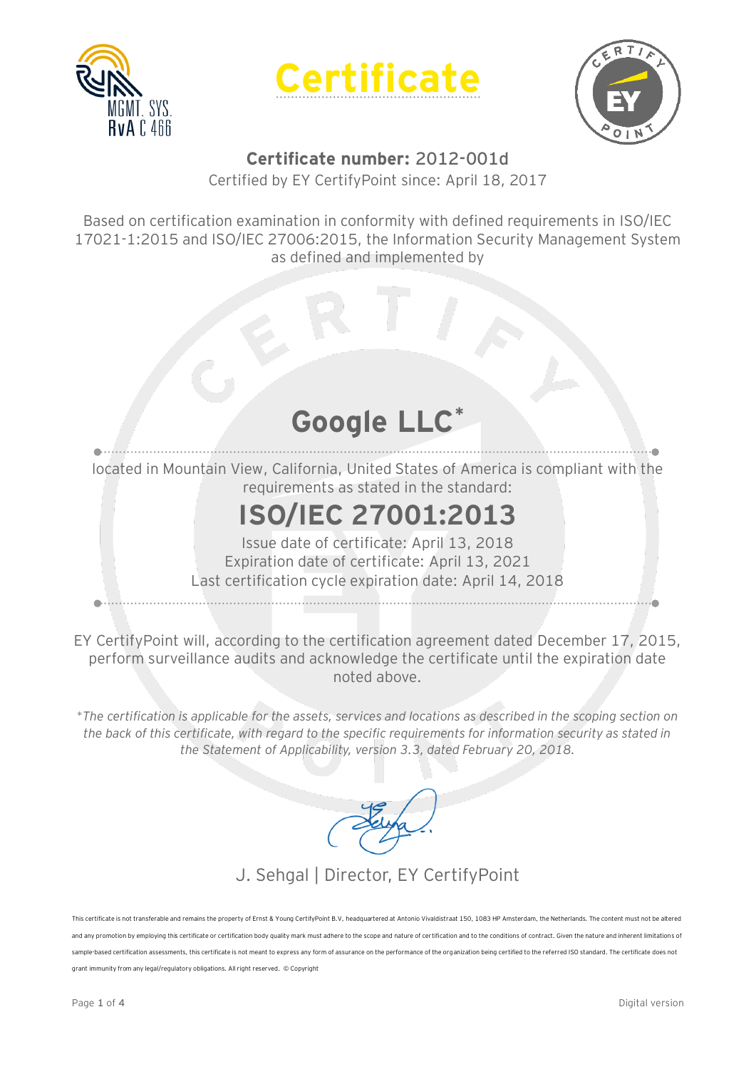# Certificate

**Certificate number:** 2012-001d

Certified by EY CertifyPoint since: April 18, 2017

Based on certification examination in conformity with defined requirements in ISO/IEC 17021-1:2015 and ISO/IEC 27006:2015, the Information Security Management System as defined and implemented by

## Google LLC*

located in Mountain View, California, United States of America is compliant with the requirements as stated in the standard:

## ISO/IEC 27001:2013

Issue date of certificate: April 13, 2018

Expiration date of certificate: April 13, 2021

Last certification cycle expiration date: April 14, 2018

EY CertifyPoint will, according to the certification agreement dated December 17, 2015, perform surveillance audits and acknowledge the certificate until the expiration date noted above.

*\*The certification is applicable for the assets, services and locations as described in the scoping section on the back of this certificate, with regard to the specific requirements for information security as stated in the Statement of Applicability, version 3.3, dated February 20, 2018.*

J. Sehgal | Director, EY CertifyPoint

This certificate is not transferable and remains the property of Ernst & Young CertifyPoint B.V, headquartered at Antonio Vivaldistraat 150, 1083 HP Amsterdam, the Netherlands. The content must not be altered and any promotion by employing this certificate or certification body quality mark must adhere to the scope and nature of certification and to the conditions of contract. Given the nature and inherent limitations of sample-based certification assessments, this certificate is not meant to express any form of assurance on the performance of the organization being certified to the referred ISO standard. The certificate does not grant immunity from any legal/regulatory obligations. All right reserved. © Copyright

Digital version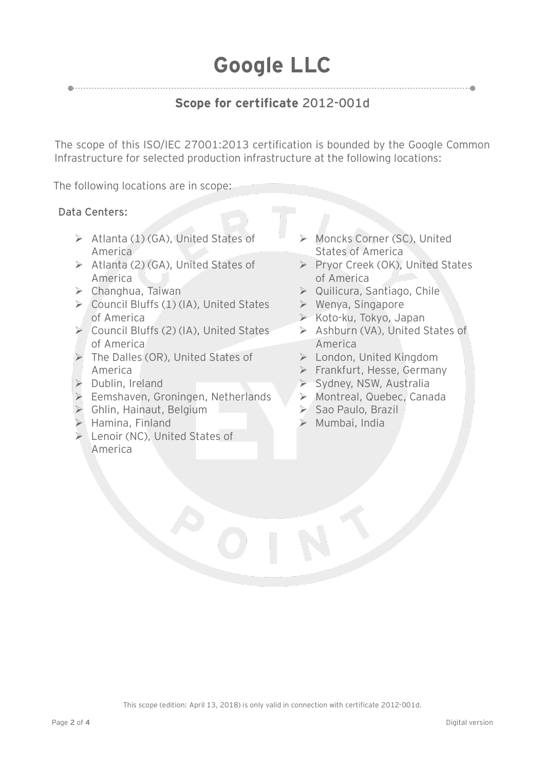# Google LLC

## Scope for certificate 2012-001d

The scope of this ISO/IEC 27001:2013 certification is bounded by the Google Common Infrastructure for selected production infrastructure at the following locations:

The following locations are in scope:

**Data Centers:**

- Atlanta (1) (GA), United States of America
- Atlanta (2) (GA), United States of America
- Changhua, Taiwan
- Council Bluffs (1) (IA), United States of America
- Council Bluffs (2) (IA), United States of America
- The Dalles (OR), United States of America
- Dublin, Ireland
- Eemshaven, Groningen, Netherlands
- Ghlin, Hainaut, Belgium
- Hamina, Finland
- Lenoir (NC), United States of America
- Moncks Corner (SC), United States of America
- Pryor Creek (OK), United States of America
- Quilicura, Santiago, Chile
- Wenya, Singapore
- Koto-ku, Tokyo, Japan
- Ashburn (VA), United States of America
- London, United Kingdom
- Frankfurt, Hesse, Germany
- Sydney, NSW, Australia
- Montreal, Quebec, Canada
- Sao Paulo, Brazil
- Mumbai, India

This scope (edition: April 13, 2018) is only valid in connection with certificate 2012-001d.

Digital version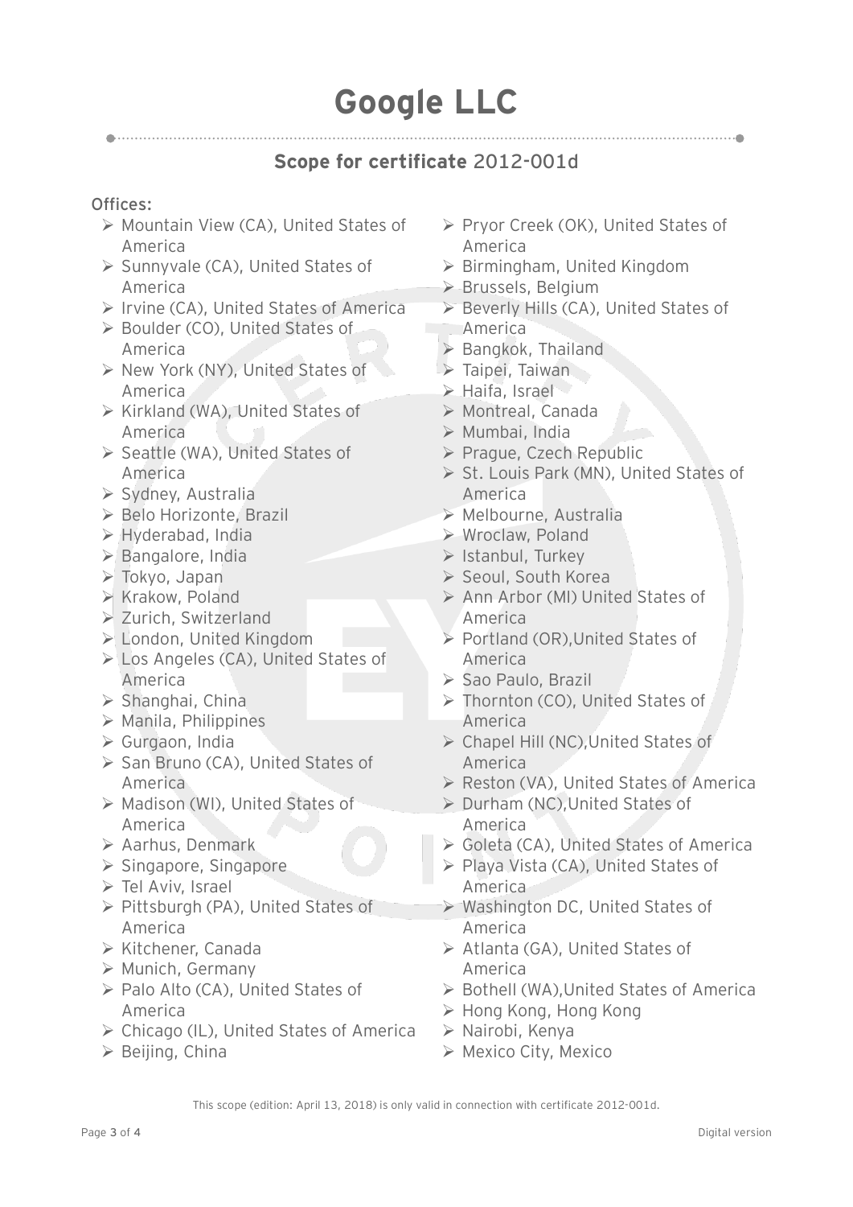# Google LLC

## Scope for certificate 2012-001d

Offices:

- Mountain View (CA), United States of America
- Sunnyvale (CA), United States of America
- Irvine (CA), United States of America
- Boulder (CO), United States of America
- New York (NY), United States of America
- Kirkland (WA), United States of America
- Seattle (WA), United States of America
- Sydney, Australia
- Belo Horizonte, Brazil
- Hyderabad, India
- Bangalore, India
- Tokyo, Japan
- Krakow, Poland
- Zurich, Switzerland
- London, United Kingdom
- Los Angeles (CA), United States of America
- Shanghai, China
- Manila, Philippines
- Gurgaon, India
- San Bruno (CA), United States of America
- Madison (WI), United States of America
- Aarhus, Denmark
- Singapore, Singapore
- Tel Aviv, Israel
- Pittsburgh (PA), United States of America
- Kitchener, Canada
- Munich, Germany
- Palo Alto (CA), United States of America
- Chicago (IL), United States of America
- Beijing, China
- Pryor Creek (OK), United States of America
- Birmingham, United Kingdom
- Brussels, Belgium
- Beverly Hills (CA), United States of America
- Bangkok, Thailand
- Taipei, Taiwan
- Haifa, Israel
- Montreal, Canada
- Mumbai, India
- Prague, Czech Republic
- St. Louis Park (MN), United States of America
- Melbourne, Australia
- Wroclaw, Poland
- Istanbul, Turkey
- Seoul, South Korea
- Ann Arbor (MI) United States of America
- Portland (OR),United States of America
- Sao Paulo, Brazil
- Thornton (CO), United States of America
- Chapel Hill (NC),United States of America
- Reston (VA), United States of America
- Durham (NC),United States of America
- Goleta (CA), United States of America
- Playa Vista (CA), United States of America
- Washington DC, United States of America
- Atlanta (GA), United States of America
- Bothell (WA),United States of America
- Hong Kong, Hong Kong
- Nairobi, Kenya
- Mexico City, Mexico

This scope (edition: April 13, 2018) is only valid in connection with certificate 2012-001d.

Digital version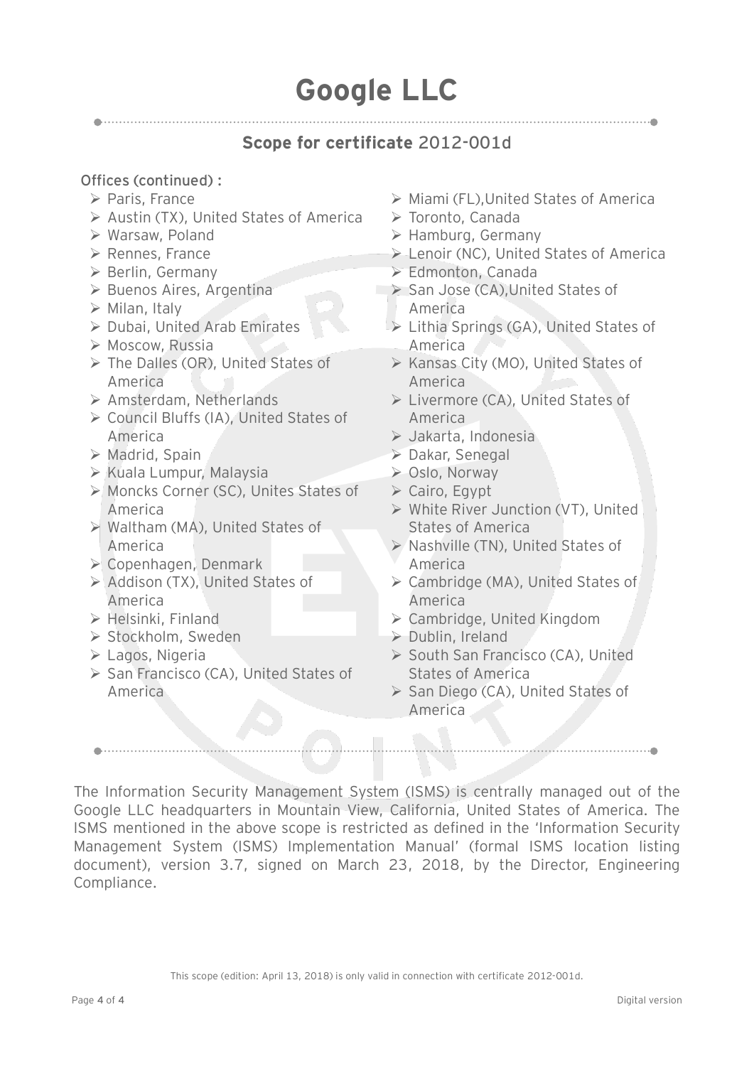# Google LLC

## Scope for certificate 2012-001d

Offices (continued) :

- Paris, France
- Austin (TX), United States of America
- Warsaw, Poland
- Rennes, France
- Berlin, Germany
- Buenos Aires, Argentina
- Milan, Italy
- Dubai, United Arab Emirates
- Moscow, Russia
- The Dalles (OR), United States of America
- Amsterdam, Netherlands
- Council Bluffs (IA), United States of America
- Madrid, Spain
- Kuala Lumpur, Malaysia
- Moncks Corner (SC), Unites States of America
- Waltham (MA), United States of America
- Copenhagen, Denmark
- Addison (TX), United States of America
- Helsinki, Finland
- Stockholm, Sweden
- Lagos, Nigeria
- San Francisco (CA), United States of America
- Miami (FL),United States of America
- Toronto, Canada
- Hamburg, Germany
- Lenoir (NC), United States of America
- Edmonton, Canada
- San Jose (CA),United States of America
- Lithia Springs (GA), United States of America
- Kansas City (MO), United States of America
- Livermore (CA), United States of America
- Jakarta, Indonesia
- Dakar, Senegal
- Oslo, Norway
- Cairo, Egypt
- White River Junction (VT), United States of America
- Nashville (TN), United States of America
- Cambridge (MA), United States of America
- Cambridge, United Kingdom
- Dublin, Ireland
- South San Francisco (CA), United States of America
- San Diego (CA), United States of America

The Information Security Management System (ISMS) is centrally managed out of the Google LLC headquarters in Mountain View, California, United States of America. The ISMS mentioned in the above scope is restricted as defined in the 'Information Security Management System (ISMS) Implementation Manual' (formal ISMS location listing document), version 3.7, signed on March 23, 2018, by the Director, Engineering Compliance.

This scope (edition: April 13, 2018) is only valid in connection with certificate 2012-001d.

Digital version